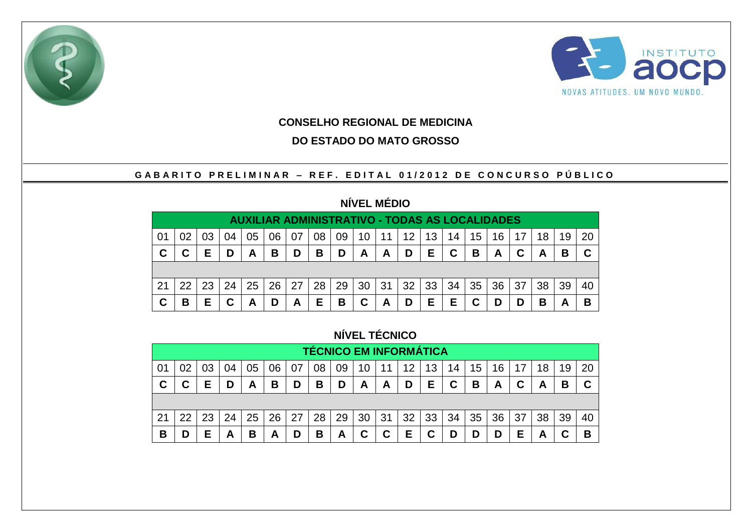**CONSELHO REGIONAL DE MEDICINA**

**DO ESTADO DO MATO GROSSO**

**GABARITO PRELIMINAR – REF. EDITAL 01/2012 DE CONCURSO PÚBLICO**

## NÍVEL MÉDIO

| AUXILIAR ADMINISTRATIVO - TODAS AS LOCALIDADES | | | | | | | | | | | | | | | | | | | |
|---|---|---|---|---|---|---|---|---|---|---|---|---|---|---|---|---|---|---|---|
| 01 | 02 | 03 | 04 | 05 | 06 | 07 | 08 | 09 | 10 | 11 | 12 | 13 | 14 | 15 | 16 | 17 | 18 | 19 | 20 |
| **C** | **C** | **E** | **D** | **A** | **B** | **D** | **B** | **D** | **A** | **A** | **D** | **E** | **C** | **B** | **A** | **C** | **A** | **B** | **C** |
| 21 | 22 | 23 | 24 | 25 | 26 | 27 | 28 | 29 | 30 | 31 | 32 | 33 | 34 | 35 | 36 | 37 | 38 | 39 | 40 |
| **C** | **B** | **E** | **C** | **A** | **D** | **A** | **E** | **B** | **C** | **A** | **D** | **E** | **E** | **C** | **D** | **D** | **B** | **A** | **B** |

## NÍVEL TÉCNICO

| TÉCNICO EM INFORMÁTICA | | | | | | | | | | | | | | | | | | | |
|---|---|---|---|---|---|---|---|---|---|---|---|---|---|---|---|---|---|---|---|
| 01 | 02 | 03 | 04 | 05 | 06 | 07 | 08 | 09 | 10 | 11 | 12 | 13 | 14 | 15 | 16 | 17 | 18 | 19 | 20 |
| **C** | **C** | **E** | **D** | **A** | **B** | **D** | **B** | **D** | **A** | **A** | **D** | **E** | **C** | **B** | **A** | **C** | **A** | **B** | **C** |
| 21 | 22 | 23 | 24 | 25 | 26 | 27 | 28 | 29 | 30 | 31 | 32 | 33 | 34 | 35 | 36 | 37 | 38 | 39 | 40 |
| **B** | **D** | **E** | **A** | **B** | **A** | **D** | **B** | **A** | **C** | **C** | **E** | **C** | **D** | **D** | **D** | **E** | **A** | **C** | **B** |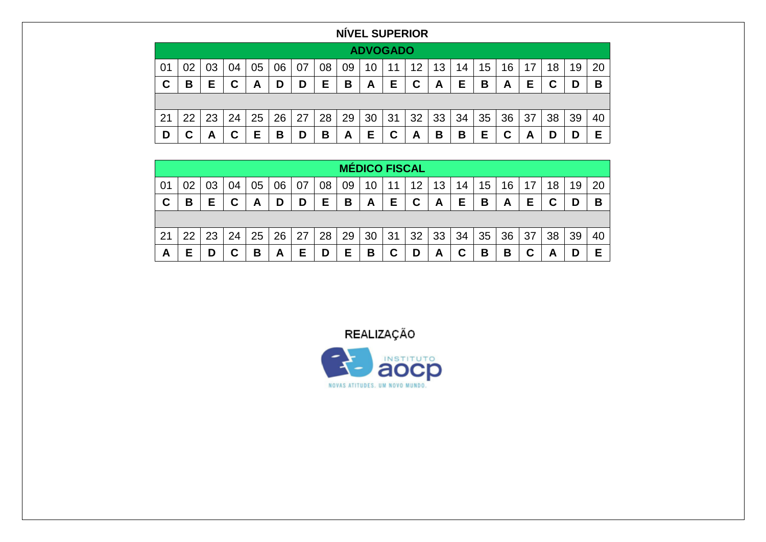## NÍVEL SUPERIOR

### ADVOGADO

| 01 | 02 | 03 | 04 | 05 | 06 | 07 | 08 | 09 | 10 | 11 | 12 | 13 | 14 | 15 | 16 | 17 | 18 | 19 | 20 |
|---|---|---|---|---|---|---|---|---|---|---|---|---|---|---|---|---|---|---|---|
| **C** | **B** | **E** | **C** | **A** | **D** | **D** | **E** | **B** | **A** | **E** | **C** | **A** | **E** | **B** | **A** | **E** | **C** | **D** | **B** |

| 21 | 22 | 23 | 24 | 25 | 26 | 27 | 28 | 29 | 30 | 31 | 32 | 33 | 34 | 35 | 36 | 37 | 38 | 39 | 40 |
|---|---|---|---|---|---|---|---|---|---|---|---|---|---|---|---|---|---|---|---|
| **D** | **C** | **A** | **C** | **E** | **B** | **D** | **B** | **A** | **E** | **C** | **A** | **B** | **B** | **E** | **C** | **A** | **D** | **D** | **E** |

### MÉDICO FISCAL

| 01 | 02 | 03 | 04 | 05 | 06 | 07 | 08 | 09 | 10 | 11 | 12 | 13 | 14 | 15 | 16 | 17 | 18 | 19 | 20 |
|---|---|---|---|---|---|---|---|---|---|---|---|---|---|---|---|---|---|---|---|
| **C** | **B** | **E** | **C** | **A** | **D** | **D** | **E** | **B** | **A** | **E** | **C** | **A** | **E** | **B** | **A** | **E** | **C** | **D** | **B** |

| 21 | 22 | 23 | 24 | 25 | 26 | 27 | 28 | 29 | 30 | 31 | 32 | 33 | 34 | 35 | 36 | 37 | 38 | 39 | 40 |
|---|---|---|---|---|---|---|---|---|---|---|---|---|---|---|---|---|---|---|---|
| **A** | **E** | **D** | **C** | **B** | **A** | **E** | **D** | **E** | **B** | **C** | **D** | **A** | **C** | **B** | **B** | **C** | **A** | **D** | **E** |

REALIZAÇÃO

INSTITUTO aocp

NOVAS ATITUDES. UM NOVO MUNDO.